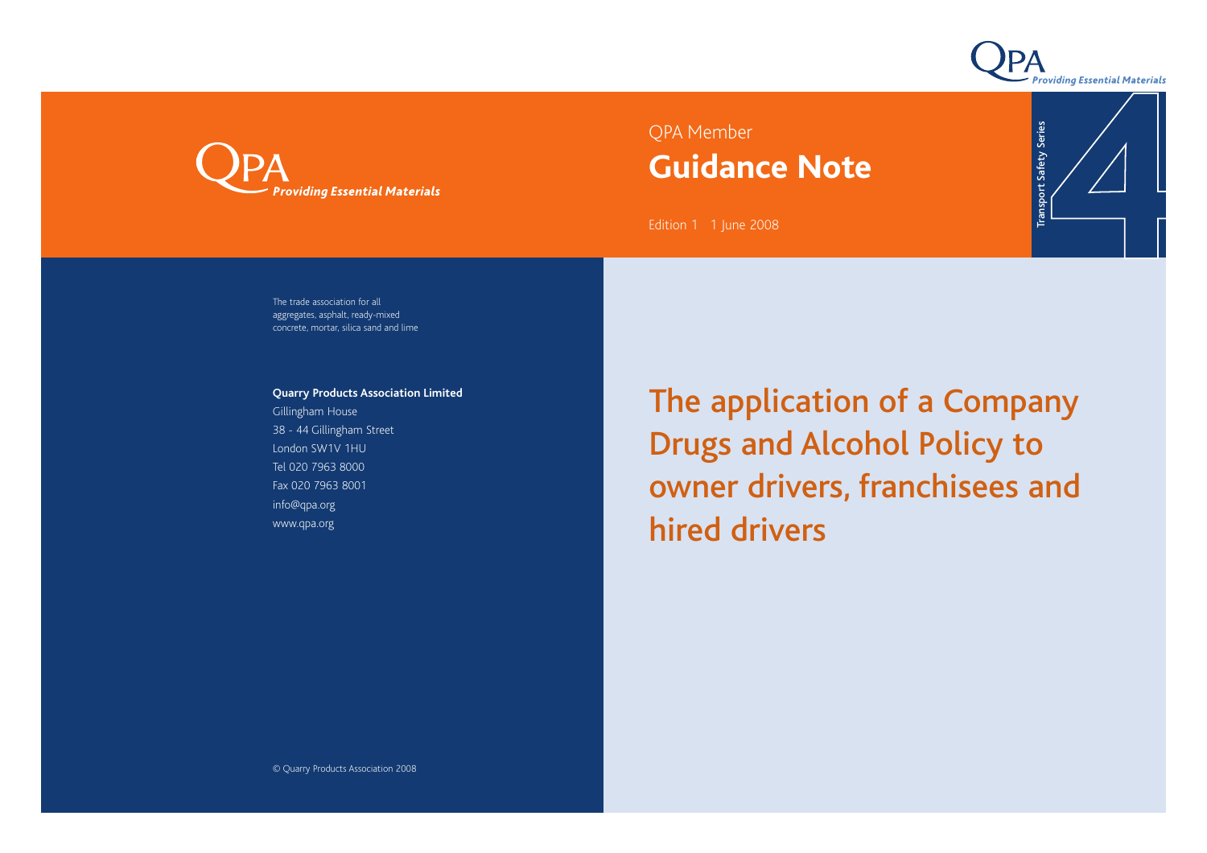QPA Member

# Guidance Note

Edition 1 1 June 2008

Transport Safety Series 4

*Providing Essential Materials*

The trade association for all aggregates, asphalt, ready-mixed concrete, mortar, silica sand and lime

**Quarry Products Association Limited**
Gillingham House
38 - 44 Gillingham Street
London SW1V 1HU
Tel 020 7963 8000
Fax 020 7963 8001
info@qpa.org
www.qpa.org

## The application of a Company Drugs and Alcohol Policy to owner drivers, franchisees and hired drivers

© Quarry Products Association 2008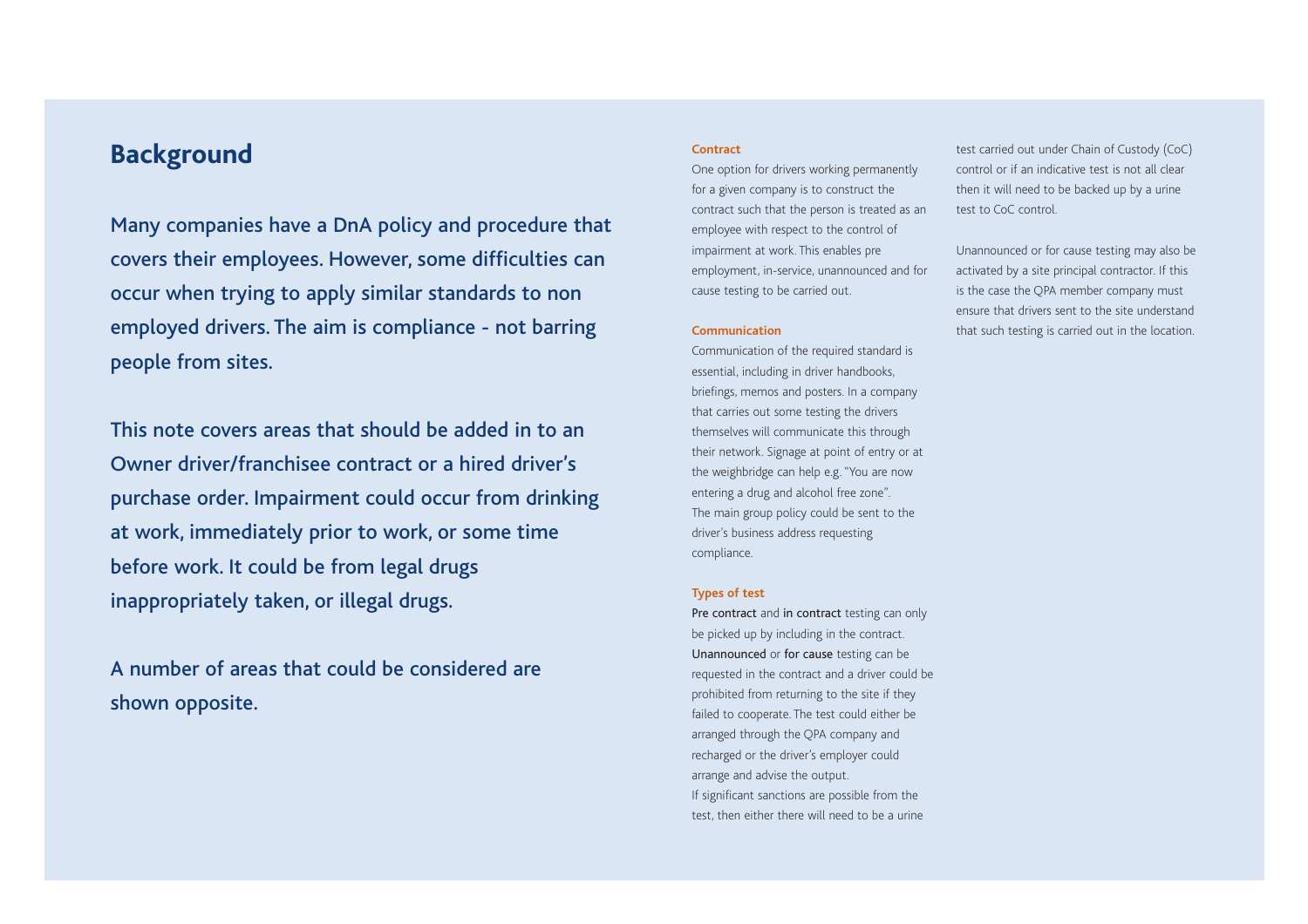## Background

Many companies have a DnA policy and procedure that covers their employees. However, some difficulties can occur when trying to apply similar standards to non employed drivers. The aim is compliance - not barring people from sites.

This note covers areas that should be added in to an Owner driver/franchisee contract or a hired driver's purchase order. Impairment could occur from drinking at work, immediately prior to work, or some time before work. It could be from legal drugs inappropriately taken, or illegal drugs.

A number of areas that could be considered are shown opposite.

#### Contract

One option for drivers working permanently for a given company is to construct the contract such that the person is treated as an employee with respect to the control of impairment at work. This enables pre employment, in-service, unannounced and for cause testing to be carried out.

#### Communication

Communication of the required standard is essential, including in driver handbooks, briefings, memos and posters. In a company that carries out some testing the drivers themselves will communicate this through their network. Signage at point of entry or at the weighbridge can help e.g. "You are now entering a drug and alcohol free zone". The main group policy could be sent to the driver's business address requesting compliance.

#### Types of test

Pre contract and in contract testing can only be picked up by including in the contract. Unannounced or for cause testing can be requested in the contract and a driver could be prohibited from returning to the site if they failed to cooperate. The test could either be arranged through the QPA company and recharged or the driver's employer could arrange and advise the output.
If significant sanctions are possible from the test, then either there will need to be a urine test carried out under Chain of Custody (CoC) control or if an indicative test is not all clear then it will need to be backed up by a urine test to CoC control.

Unannounced or for cause testing may also be activated by a site principal contractor. If this is the case the QPA member company must ensure that drivers sent to the site understand that such testing is carried out in the location.